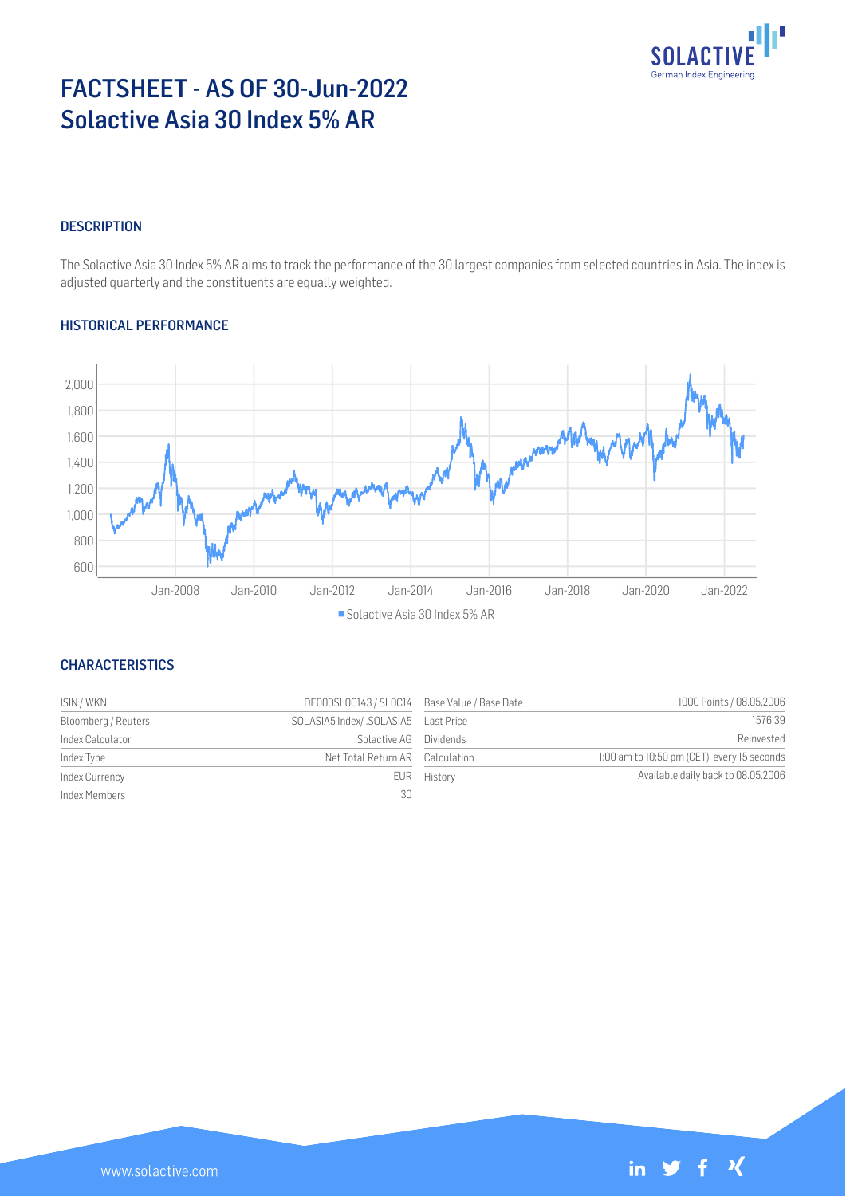# FACTSHEET - AS OF 30-Jun-2022
# Solactive Asia 30 Index 5% AR

## DESCRIPTION

The Solactive Asia 30 Index 5% AR aims to track the performance of the 30 largest companies from selected countries in Asia. The index is adjusted quarterly and the constituents are equally weighted.

## HISTORICAL PERFORMANCE

## CHARACTERISTICS

| | | | |
|---|---|---|---|
| ISIN / WKN | DE000SL0C143 / SL0C14 | Base Value / Base Date | 1000 Points / 08.05.2006 |
| Bloomberg / Reuters | SOLASIA5 Index/ .SOLASIA5 | Last Price | 1576.39 |
| Index Calculator | Solactive AG | Dividends | Reinvested |
| Index Type | Net Total Return AR | Calculation | 1:00 am to 10:50 pm (CET), every 15 seconds |
| Index Currency | EUR | History | Available daily back to 08.05.2006 |
| Index Members | 30 | | |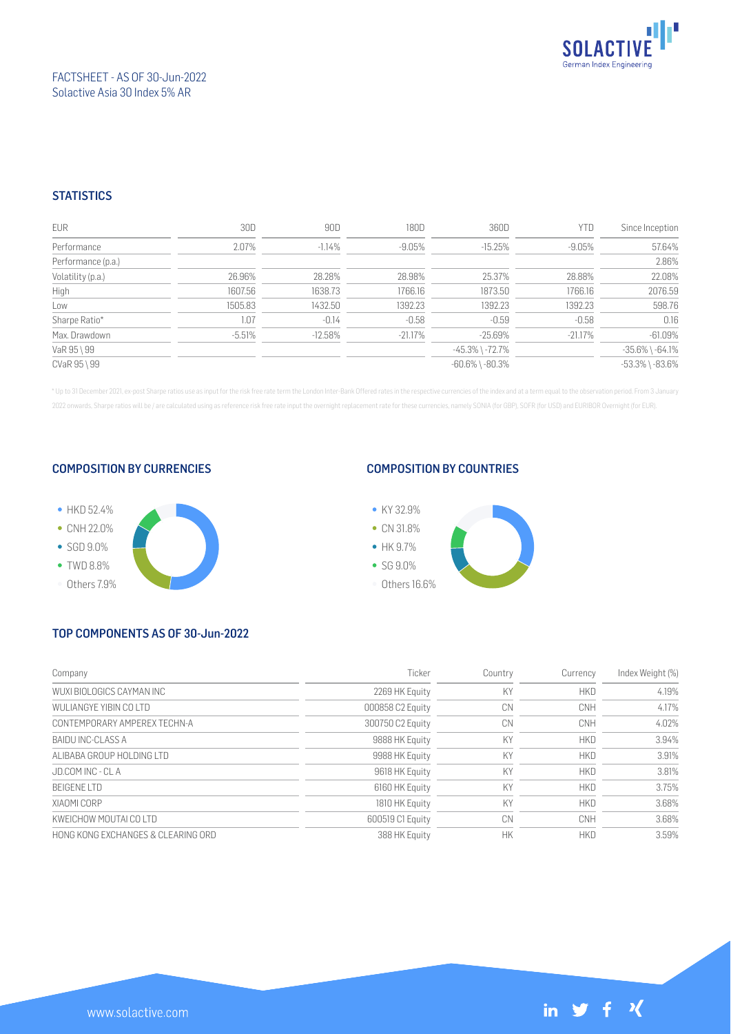FACTSHEET - AS OF 30-Jun-2022
Solactive Asia 30 Index 5% AR

## STATISTICS

| EUR | 30D | 90D | 180D | 360D | YTD | Since Inception |
|---|---|---|---|---|---|---|
| Performance | 2.07% | -1.14% | -9.05% | -15.25% | -9.05% | 57.64% |
| Performance (p.a.) | | | | | | 2.86% |
| Volatility (p.a.) | 26.96% | 28.28% | 28.98% | 25.37% | 28.88% | 22.08% |
| High | 1607.56 | 1638.73 | 1766.16 | 1873.50 | 1766.16 | 2076.59 |
| Low | 1505.83 | 1432.50 | 1392.23 | 1392.23 | 1392.23 | 598.76 |
| Sharpe Ratio* | 1.07 | -0.14 | -0.58 | -0.59 | -0.58 | 0.16 |
| Max. Drawdown | -5.51% | -12.58% | -21.17% | -25.69% | -21.17% | -61.09% |
| VaR 95 \ 99 | | | | -45.3% \ -72.7% | | -35.6% \ -64.1% |
| CVaR 95 \ 99 | | | | -60.6% \ -80.3% | | -53.3% \ -83.6% |

* Up to 31 December 2021, ex-post Sharpe ratios use as input for the risk free rate term the London Inter-Bank Offered rates in the respective currencies of the index and at a term equal to the observation period. From 3 January 2022 onwards, Sharpe ratios will be / are calculated using as reference risk free rate input the overnight replacement rate for these currencies, namely SONIA (for GBP), SOFR (for USD) and EURIBOR Overnight (for EUR).

## COMPOSITION BY CURRENCIES

- HKD 52.4%
- CNH 22.0%
- SGD 9.0%
- TWD 8.8%
- Others 7.9%

## COMPOSITION BY COUNTRIES

- KY 32.9%
- CN 31.8%
- HK 9.7%
- SG 9.0%
- Others 16.6%

## TOP COMPONENTS AS OF 30-Jun-2022

| Company | Ticker | Country | Currency | Index Weight (%) |
|---|---|---|---|---|
| WUXI BIOLOGICS CAYMAN INC | 2269 HK Equity | KY | HKD | 4.19% |
| WULIANGYE YIBIN CO LTD | 000858 C2 Equity | CN | CNH | 4.17% |
| CONTEMPORARY AMPEREX TECHN-A | 300750 C2 Equity | CN | CNH | 4.02% |
| BAIDU INC-CLASS A | 9888 HK Equity | KY | HKD | 3.94% |
| ALIBABA GROUP HOLDING LTD | 9988 HK Equity | KY | HKD | 3.91% |
| JD.COM INC - CL A | 9618 HK Equity | KY | HKD | 3.81% |
| BEIGENE LTD | 6160 HK Equity | KY | HKD | 3.75% |
| XIAOMI CORP | 1810 HK Equity | KY | HKD | 3.68% |
| KWEICHOW MOUTAI CO LTD | 600519 C1 Equity | CN | CNH | 3.68% |
| HONG KONG EXCHANGES & CLEARING ORD | 388 HK Equity | HK | HKD | 3.59% |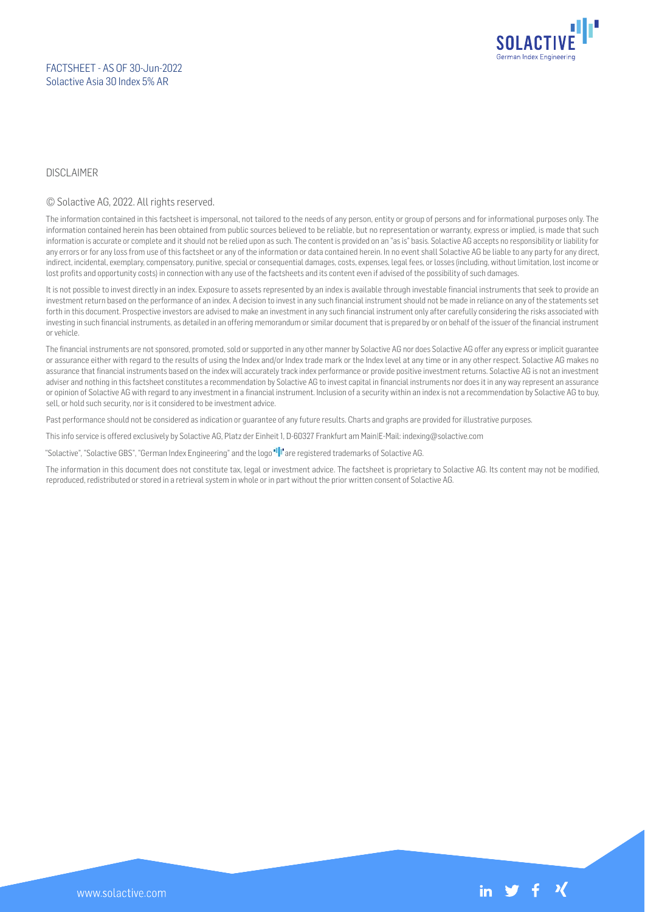FACTSHEET - AS OF 30-Jun-2022
Solactive Asia 30 Index 5% AR

## DISCLAIMER

© Solactive AG, 2022. All rights reserved.

The information contained in this factsheet is impersonal, not tailored to the needs of any person, entity or group of persons and for informational purposes only. The information contained herein has been obtained from public sources believed to be reliable, but no representation or warranty, express or implied, is made that such information is accurate or complete and it should not be relied upon as such. The content is provided on an "as is" basis. Solactive AG accepts no responsibility or liability for any errors or for any loss from use of this factsheet or any of the information or data contained herein. In no event shall Solactive AG be liable to any party for any direct, indirect, incidental, exemplary, compensatory, punitive, special or consequential damages, costs, expenses, legal fees, or losses (including, without limitation, lost income or lost profits and opportunity costs) in connection with any use of the factsheets and its content even if advised of the possibility of such damages.

It is not possible to invest directly in an index. Exposure to assets represented by an index is available through investable financial instruments that seek to provide an investment return based on the performance of an index. A decision to invest in any such financial instrument should not be made in reliance on any of the statements set forth in this document. Prospective investors are advised to make an investment in any such financial instrument only after carefully considering the risks associated with investing in such financial instruments, as detailed in an offering memorandum or similar document that is prepared by or on behalf of the issuer of the financial instrument or vehicle.

The financial instruments are not sponsored, promoted, sold or supported in any other manner by Solactive AG nor does Solactive AG offer any express or implicit guarantee or assurance either with regard to the results of using the Index and/or Index trade mark or the Index level at any time or in any other respect. Solactive AG makes no assurance that financial instruments based on the index will accurately track index performance or provide positive investment returns. Solactive AG is not an investment adviser and nothing in this factsheet constitutes a recommendation by Solactive AG to invest capital in financial instruments nor does it in any way represent an assurance or opinion of Solactive AG with regard to any investment in a financial instrument. Inclusion of a security within an index is not a recommendation by Solactive AG to buy, sell, or hold such security, nor is it considered to be investment advice.

Past performance should not be considered as indication or guarantee of any future results. Charts and graphs are provided for illustrative purposes.

This info service is offered exclusively by Solactive AG, Platz der Einheit 1, D-60327 Frankfurt am Main|E-Mail: indexing@solactive.com

"Solactive", "Solactive GBS", "German Index Engineering" and the logo are registered trademarks of Solactive AG.

The information in this document does not constitute tax, legal or investment advice. The factsheet is proprietary to Solactive AG. Its content may not be modified, reproduced, redistributed or stored in a retrieval system in whole or in part without the prior written consent of Solactive AG.

www.solactive.com